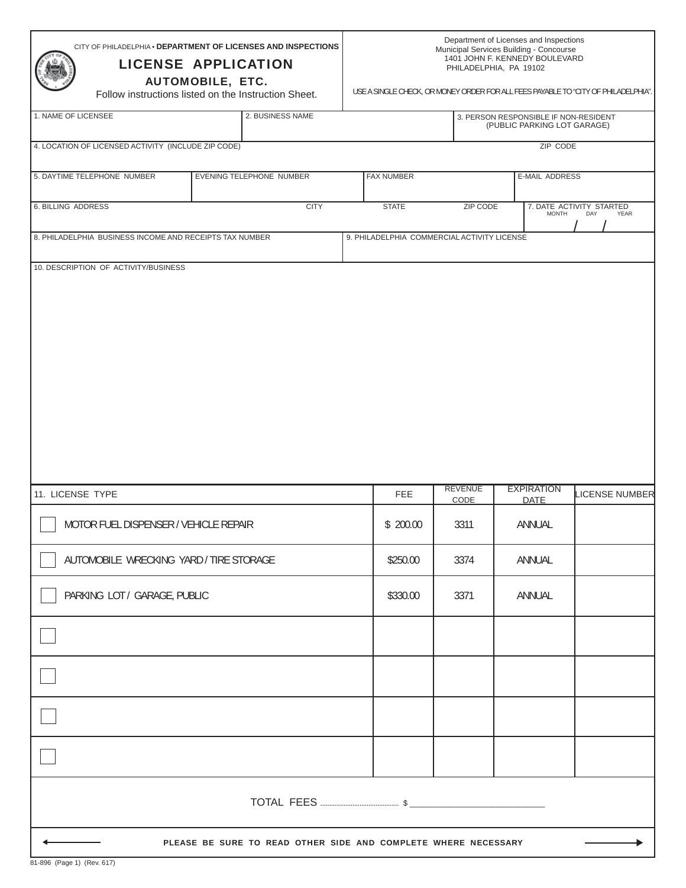CITY OF PHILADELPHIA • **DEPARTMENT OF LICENSES AND INSPECTIONS**

# LICENSE APPLICATION

## AUTOMOBILE, ETC.

Follow instructions listed on the Instruction Sheet.

Department of Licenses and Inspections
Municipal Services Building - Concourse
1401 JOHN F. KENNEDY BOULEVARD
PHILADELPHIA, PA 19102

USE A SINGLE CHECK, OR MONEY ORDER FOR ALL FEES PAYABLE TO "CITY OF PHILADELPHIA".

| 1. NAME OF LICENSEE | 2. BUSINESS NAME | 3. PERSON RESPONSIBLE IF NON-RESIDENT (PUBLIC PARKING LOT GARAGE) |
|---|---|---|
| | | |

| 4. LOCATION OF LICENSED ACTIVITY (INCLUDE ZIP CODE) | ZIP CODE |
|---|---|
| | |

| 5. DAYTIME TELEPHONE NUMBER | EVENING TELEPHONE NUMBER | FAX NUMBER | E-MAIL ADDRESS |
|---|---|---|---|
| | | | |

| 6. BILLING ADDRESS | CITY | STATE | ZIP CODE | 7. DATE ACTIVITY STARTED (MONTH / DAY / YEAR) |
|---|---|---|---|---|
| | | | | / / |

| 8. PHILADELPHIA BUSINESS INCOME AND RECEIPTS TAX NUMBER | 9. PHILADELPHIA COMMERCIAL ACTIVITY LICENSE |
|---|---|
| | |

10. DESCRIPTION OF ACTIVITY/BUSINESS

| 11. LICENSE TYPE | FEE | REVENUE CODE | EXPIRATION DATE | LICENSE NUMBER |
|---|---|---|---|---|
| ☐ MOTOR FUEL DISPENSER / VEHICLE REPAIR | $ 200.00 | 3311 | ANNUAL | |
| ☐ AUTOMOBILE WRECKING YARD / TIRE STORAGE | $250.00 | 3374 | ANNUAL | |
| ☐ PARKING LOT / GARAGE, PUBLIC | $330.00 | 3371 | ANNUAL | |
| ☐ | | | | |
| ☐ | | | | |
| ☐ | | | | |
| ☐ | | | | |

TOTAL FEES ........................................ $ ______________________________

**PLEASE BE SURE TO READ OTHER SIDE AND COMPLETE WHERE NECESSARY**

81-896 (Page 1) (Rev. 617)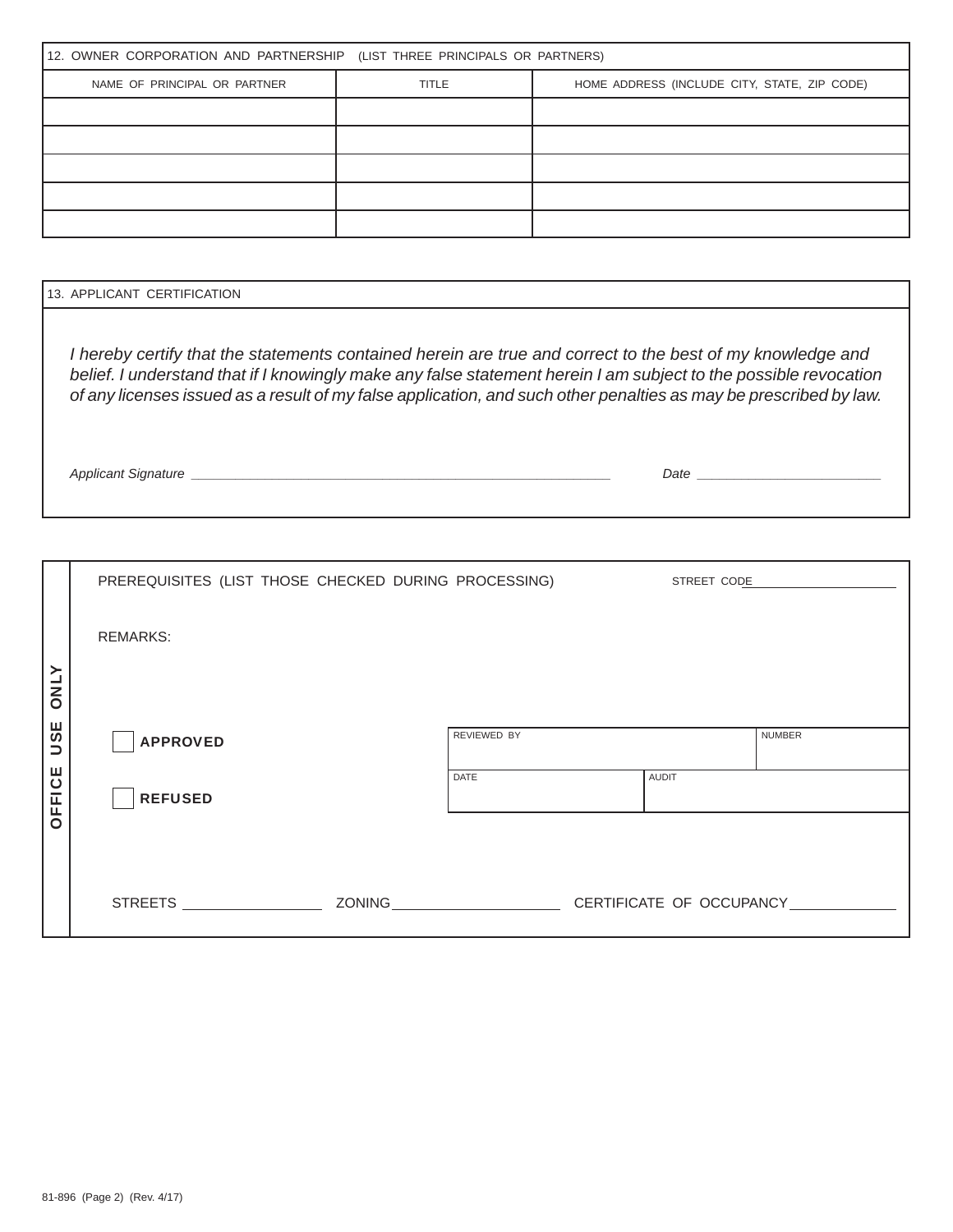## 12. OWNER CORPORATION AND PARTNERSHIP (LIST THREE PRINCIPALS OR PARTNERS)

| NAME OF PRINCIPAL OR PARTNER | TITLE | HOME ADDRESS (INCLUDE CITY, STATE, ZIP CODE) |
|---|---|---|
| | | |
| | | |
| | | |
| | | |
| | | |

## 13. APPLICANT CERTIFICATION

*I hereby certify that the statements contained herein are true and correct to the best of my knowledge and belief. I understand that if I knowingly make any false statement herein I am subject to the possible revocation of any licenses issued as a result of my false application, and such other penalties as may be prescribed by law.*

*Applicant Signature* ____________________________________________ *Date* ______________________

## OFFICE USE ONLY

PREREQUISITES (LIST THOSE CHECKED DURING PROCESSING) STREET CODE ____________________

REMARKS:

☐ **APPROVED**

☐ **REFUSED**

| REVIEWED BY | | NUMBER |
|---|---|---|
| DATE | AUDIT | |

STREETS ________________ ZONING ____________________ CERTIFICATE OF OCCUPANCY ____________

81-896 (Page 2) (Rev. 4/17)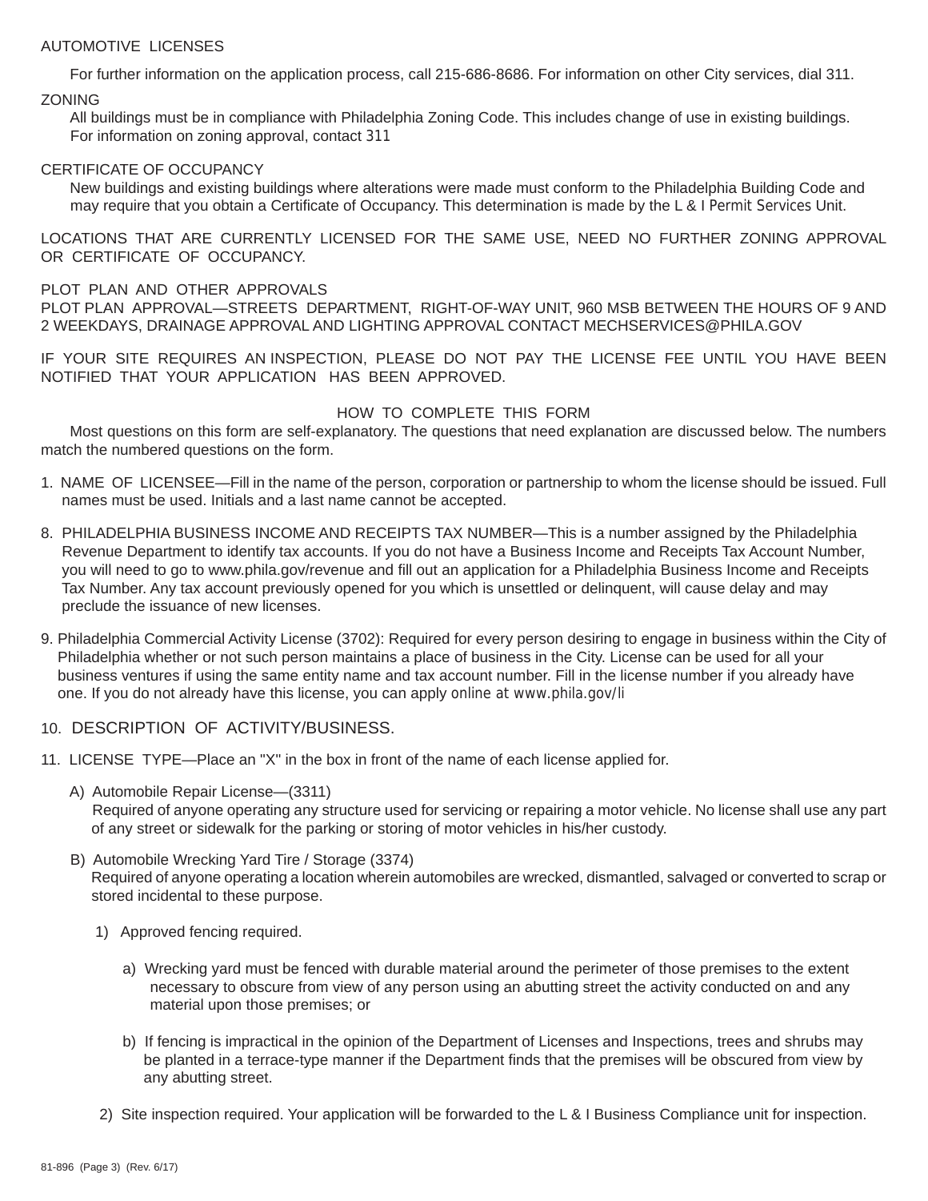## AUTOMOTIVE LICENSES

For further information on the application process, call 215-686-8686. For information on other City services, dial 311.

## ZONING

All buildings must be in compliance with Philadelphia Zoning Code. This includes change of use in existing buildings. For information on zoning approval, contact 311

## CERTIFICATE OF OCCUPANCY

New buildings and existing buildings where alterations were made must conform to the Philadelphia Building Code and may require that you obtain a Certificate of Occupancy. This determination is made by the L & I Permit Services Unit.

LOCATIONS THAT ARE CURRENTLY LICENSED FOR THE SAME USE, NEED NO FURTHER ZONING APPROVAL OR CERTIFICATE OF OCCUPANCY.

## PLOT PLAN AND OTHER APPROVALS

PLOT PLAN APPROVAL—STREETS DEPARTMENT, RIGHT-OF-WAY UNIT, 960 MSB BETWEEN THE HOURS OF 9 AND 2 WEEKDAYS, DRAINAGE APPROVAL AND LIGHTING APPROVAL CONTACT MECHSERVICES@PHILA.GOV

IF YOUR SITE REQUIRES AN INSPECTION, PLEASE DO NOT PAY THE LICENSE FEE UNTIL YOU HAVE BEEN NOTIFIED THAT YOUR APPLICATION HAS BEEN APPROVED.

## HOW TO COMPLETE THIS FORM

Most questions on this form are self-explanatory. The questions that need explanation are discussed below. The numbers match the numbered questions on the form.

1. NAME OF LICENSEE—Fill in the name of the person, corporation or partnership to whom the license should be issued. Full names must be used. Initials and a last name cannot be accepted.

8. PHILADELPHIA BUSINESS INCOME AND RECEIPTS TAX NUMBER—This is a number assigned by the Philadelphia Revenue Department to identify tax accounts. If you do not have a Business Income and Receipts Tax Account Number, you will need to go to www.phila.gov/revenue and fill out an application for a Philadelphia Business Income and Receipts Tax Number. Any tax account previously opened for you which is unsettled or delinquent, will cause delay and may preclude the issuance of new licenses.

9. Philadelphia Commercial Activity License (3702): Required for every person desiring to engage in business within the City of Philadelphia whether or not such person maintains a place of business in the City. License can be used for all your business ventures if using the same entity name and tax account number. Fill in the license number if you already have one. If you do not already have this license, you can apply online at www.phila.gov/li

10. DESCRIPTION OF ACTIVITY/BUSINESS.

11. LICENSE TYPE—Place an "X" in the box in front of the name of each license applied for.

   A) Automobile Repair License—(3311)
   Required of anyone operating any structure used for servicing or repairing a motor vehicle. No license shall use any part of any street or sidewalk for the parking or storing of motor vehicles in his/her custody.

   B) Automobile Wrecking Yard Tire / Storage (3374)
   Required of anyone operating a location wherein automobiles are wrecked, dismantled, salvaged or converted to scrap or stored incidental to these purpose.

      1) Approved fencing required.

         a) Wrecking yard must be fenced with durable material around the perimeter of those premises to the extent necessary to obscure from view of any person using an abutting street the activity conducted on and any material upon those premises; or

         b) If fencing is impractical in the opinion of the Department of Licenses and Inspections, trees and shrubs may be planted in a terrace-type manner if the Department finds that the premises will be obscured from view by any abutting street.

      2) Site inspection required. Your application will be forwarded to the L & I Business Compliance unit for inspection.

81-896 (Page 3) (Rev. 6/17)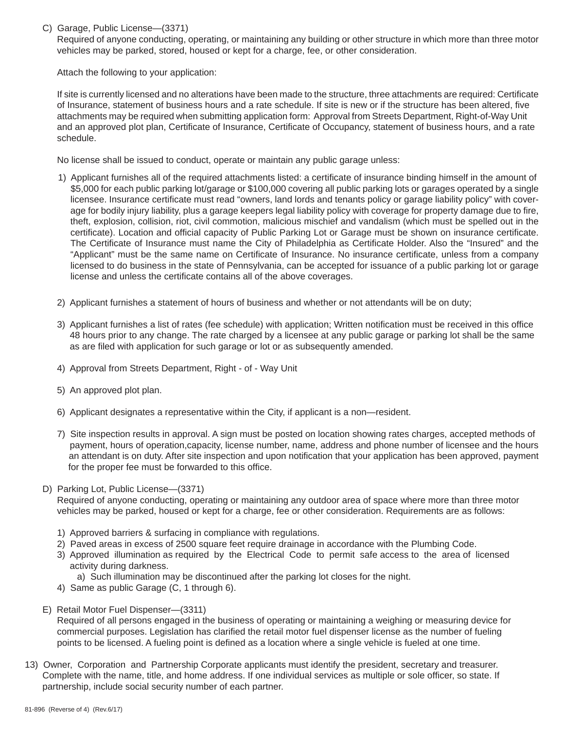C) Garage, Public License—(3371)
Required of anyone conducting, operating, or maintaining any building or other structure in which more than three motor vehicles may be parked, stored, housed or kept for a charge, fee, or other consideration.

Attach the following to your application:

If site is currently licensed and no alterations have been made to the structure, three attachments are required: Certificate of Insurance, statement of business hours and a rate schedule. If site is new or if the structure has been altered, five attachments may be required when submitting application form: Approval from Streets Department, Right-of-Way Unit and an approved plot plan, Certificate of Insurance, Certificate of Occupancy, statement of business hours, and a rate schedule.

No license shall be issued to conduct, operate or maintain any public garage unless:

1) Applicant furnishes all of the required attachments listed: a certificate of insurance binding himself in the amount of $5,000 for each public parking lot/garage or $100,000 covering all public parking lots or garages operated by a single licensee. Insurance certificate must read “owners, land lords and tenants policy or garage liability policy” with coverage for bodily injury liability, plus a garage keepers legal liability policy with coverage for property damage due to fire, theft, explosion, collision, riot, civil commotion, malicious mischief and vandalism (which must be spelled out in the certificate). Location and official capacity of Public Parking Lot or Garage must be shown on insurance certificate. The Certificate of Insurance must name the City of Philadelphia as Certificate Holder. Also the “Insured” and the “Applicant” must be the same name on Certificate of Insurance. No insurance certificate, unless from a company licensed to do business in the state of Pennsylvania, can be accepted for issuance of a public parking lot or garage license and unless the certificate contains all of the above coverages.

2) Applicant furnishes a statement of hours of business and whether or not attendants will be on duty;

3) Applicant furnishes a list of rates (fee schedule) with application; Written notification must be received in this office 48 hours prior to any change. The rate charged by a licensee at any public garage or parking lot shall be the same as are filed with application for such garage or lot or as subsequently amended.

4) Approval from Streets Department, Right - of - Way Unit

5) An approved plot plan.

6) Applicant designates a representative within the City, if applicant is a non—resident.

7) Site inspection results in approval. A sign must be posted on location showing rates charges, accepted methods of payment, hours of operation,capacity, license number, name, address and phone number of licensee and the hours an attendant is on duty. After site inspection and upon notification that your application has been approved, payment for the proper fee must be forwarded to this office.

D) Parking Lot, Public License—(3371)
Required of anyone conducting, operating or maintaining any outdoor area of space where more than three motor vehicles may be parked, housed or kept for a charge, fee or other consideration. Requirements are as follows:

1) Approved barriers & surfacing in compliance with regulations.
2) Paved areas in excess of 2500 square feet require drainage in accordance with the Plumbing Code.
3) Approved illumination as required by the Electrical Code to permit safe access to the area of licensed activity during darkness.
   a) Such illumination may be discontinued after the parking lot closes for the night.
4) Same as public Garage (C, 1 through 6).

E) Retail Motor Fuel Dispenser—(3311)
Required of all persons engaged in the business of operating or maintaining a weighing or measuring device for commercial purposes. Legislation has clarified the retail motor fuel dispenser license as the number of fueling points to be licensed. A fueling point is defined as a location where a single vehicle is fueled at one time.

13) Owner, Corporation and Partnership Corporate applicants must identify the president, secretary and treasurer. Complete with the name, title, and home address. If one individual services as multiple or sole officer, so state. If partnership, include social security number of each partner.

81-896 (Reverse of 4) (Rev.6/17)